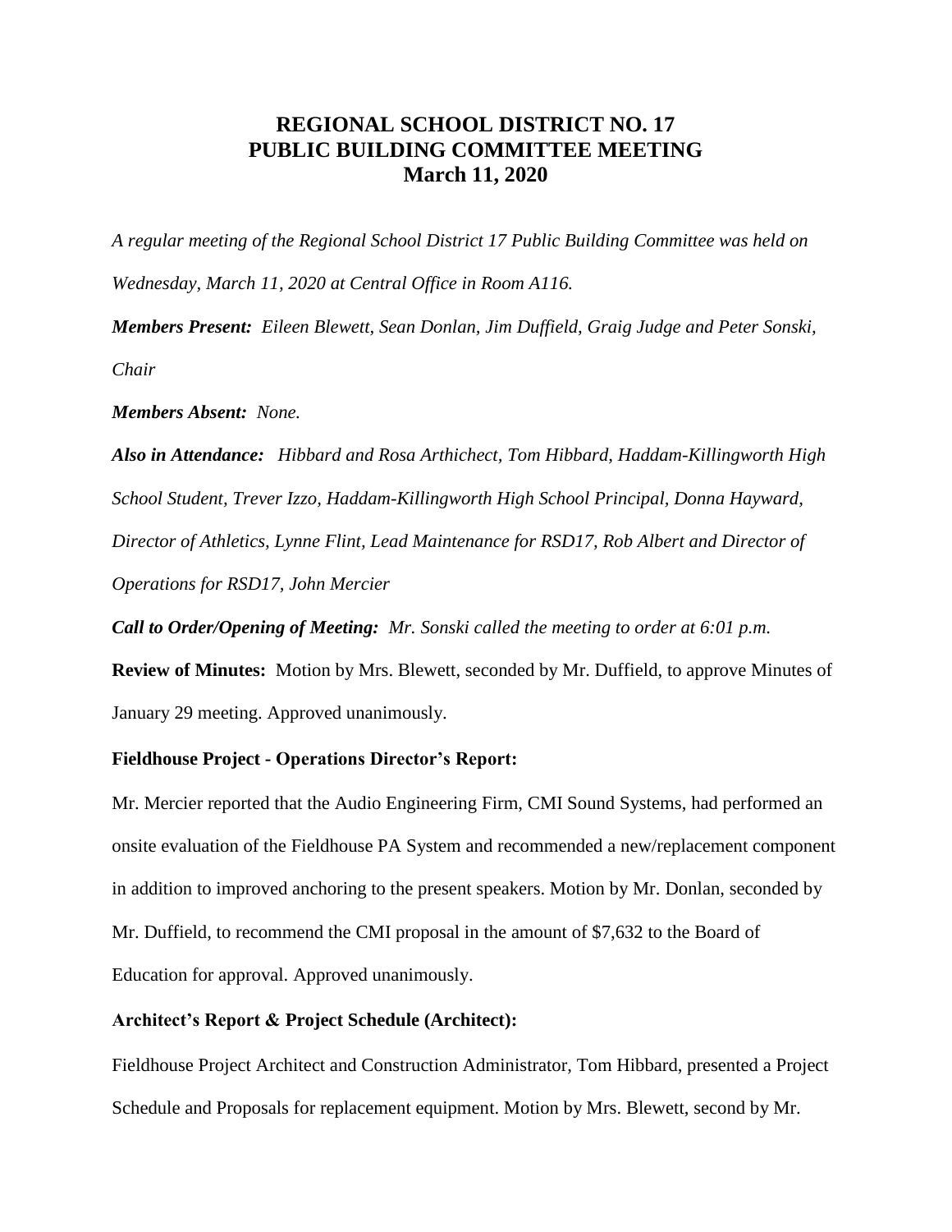# REGIONAL SCHOOL DISTRICT NO. 17
# PUBLIC BUILDING COMMITTEE MEETING
# March 11, 2020

*A regular meeting of the Regional School District 17 Public Building Committee was held on Wednesday, March 11, 2020 at Central Office in Room A116.*

***Members Present:*** *Eileen Blewett, Sean Donlan, Jim Duffield, Graig Judge and Peter Sonski, Chair*

***Members Absent:*** *None.*

***Also in Attendance:*** *Hibbard and Rosa Arthichect, Tom Hibbard, Haddam-Killingworth High School Student, Trever Izzo, Haddam-Killingworth High School Principal, Donna Hayward, Director of Athletics, Lynne Flint, Lead Maintenance for RSD17, Rob Albert and Director of Operations for RSD17, John Mercier*

***Call to Order/Opening of Meeting:*** *Mr. Sonski called the meeting to order at 6:01 p.m.*

**Review of Minutes:** Motion by Mrs. Blewett, seconded by Mr. Duffield, to approve Minutes of January 29 meeting. Approved unanimously.

**Fieldhouse Project - Operations Director's Report:**

Mr. Mercier reported that the Audio Engineering Firm, CMI Sound Systems, had performed an onsite evaluation of the Fieldhouse PA System and recommended a new/replacement component in addition to improved anchoring to the present speakers. Motion by Mr. Donlan, seconded by Mr. Duffield, to recommend the CMI proposal in the amount of $7,632 to the Board of Education for approval. Approved unanimously.

**Architect's Report & Project Schedule (Architect):**

Fieldhouse Project Architect and Construction Administrator, Tom Hibbard, presented a Project Schedule and Proposals for replacement equipment. Motion by Mrs. Blewett, second by Mr.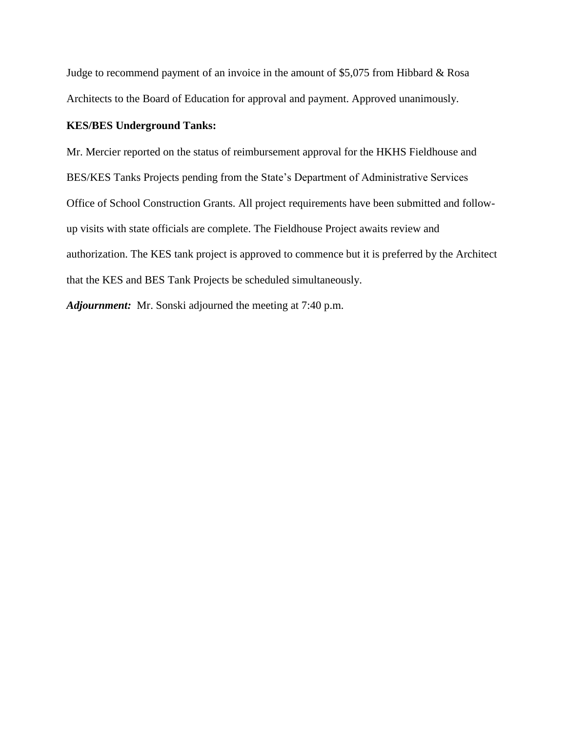Judge to recommend payment of an invoice in the amount of $5,075 from Hibbard & Rosa Architects to the Board of Education for approval and payment. Approved unanimously.

**KES/BES Underground Tanks:**

Mr. Mercier reported on the status of reimbursement approval for the HKHS Fieldhouse and BES/KES Tanks Projects pending from the State's Department of Administrative Services Office of School Construction Grants. All project requirements have been submitted and follow-up visits with state officials are complete. The Fieldhouse Project awaits review and authorization. The KES tank project is approved to commence but it is preferred by the Architect that the KES and BES Tank Projects be scheduled simultaneously.

***Adjournment:*** Mr. Sonski adjourned the meeting at 7:40 p.m.